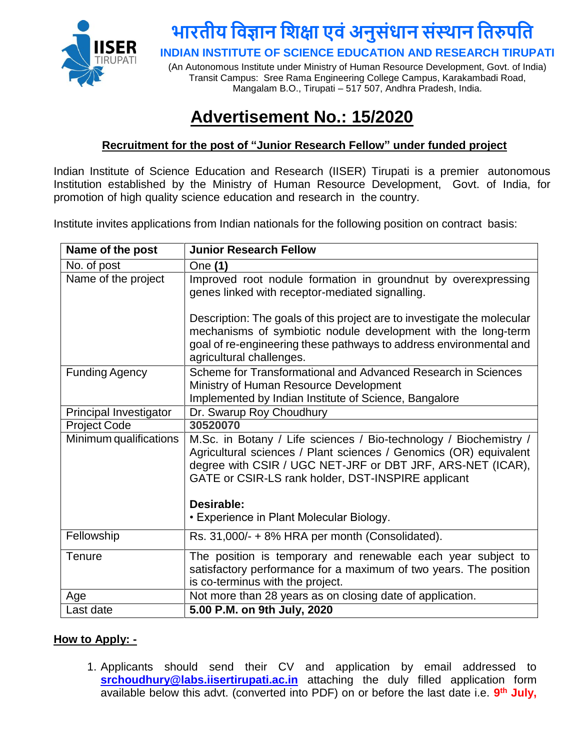# भारतीय विज्ञान शिक्षा एवं अनुसंधान संस्थान तिरुपति

**INDIAN INSTITUTE OF SCIENCE EDUCATION AND RESEARCH TIRUPATI**

(An Autonomous Institute under Ministry of Human Resource Development, Govt. of India)
Transit Campus: Sree Rama Engineering College Campus, Karakambadi Road,
Mangalam B.O., Tirupati – 517 507, Andhra Pradesh, India.

# Advertisement No.: 15/2020

**Recruitment for the post of "Junior Research Fellow" under funded project**

Indian Institute of Science Education and Research (IISER) Tirupati is a premier autonomous Institution established by the Ministry of Human Resource Development, Govt. of India, for promotion of high quality science education and research in the country.

Institute invites applications from Indian nationals for the following position on contract basis:

| **Name of the post** | **Junior Research Fellow** |
|---|---|
| No. of post | One **(1)** |
| Name of the project | Improved root nodule formation in groundnut by overexpressing genes linked with receptor-mediated signalling.<br><br>Description: The goals of this project are to investigate the molecular mechanisms of symbiotic nodule development with the long-term goal of re-engineering these pathways to address environmental and agricultural challenges. |
| Funding Agency | Scheme for Transformational and Advanced Research in Sciences<br>Ministry of Human Resource Development<br>Implemented by Indian Institute of Science, Bangalore |
| Principal Investigator | Dr. Swarup Roy Choudhury |
| Project Code | **30520070** |
| Minimum qualifications | M.Sc. in Botany / Life sciences / Bio-technology / Biochemistry / Agricultural sciences / Plant sciences / Genomics (OR) equivalent degree with CSIR / UGC NET-JRF or DBT JRF, ARS-NET (ICAR), GATE or CSIR-LS rank holder, DST-INSPIRE applicant<br><br>**Desirable:**<br>• Experience in Plant Molecular Biology. |
| Fellowship | Rs. 31,000/- + 8% HRA per month (Consolidated). |
| Tenure | The position is temporary and renewable each year subject to satisfactory performance for a maximum of two years. The position is co-terminus with the project. |
| Age | Not more than 28 years as on closing date of application. |
| Last date | **5.00 P.M. on 9th July, 2020** |

**How to Apply: -**

1. Applicants should send their CV and application by email addressed to **srchoudhury@labs.iisertirupati.ac.in** attaching the duly filled application form available below this advt. (converted into PDF) on or before the last date i.e. **9th July,**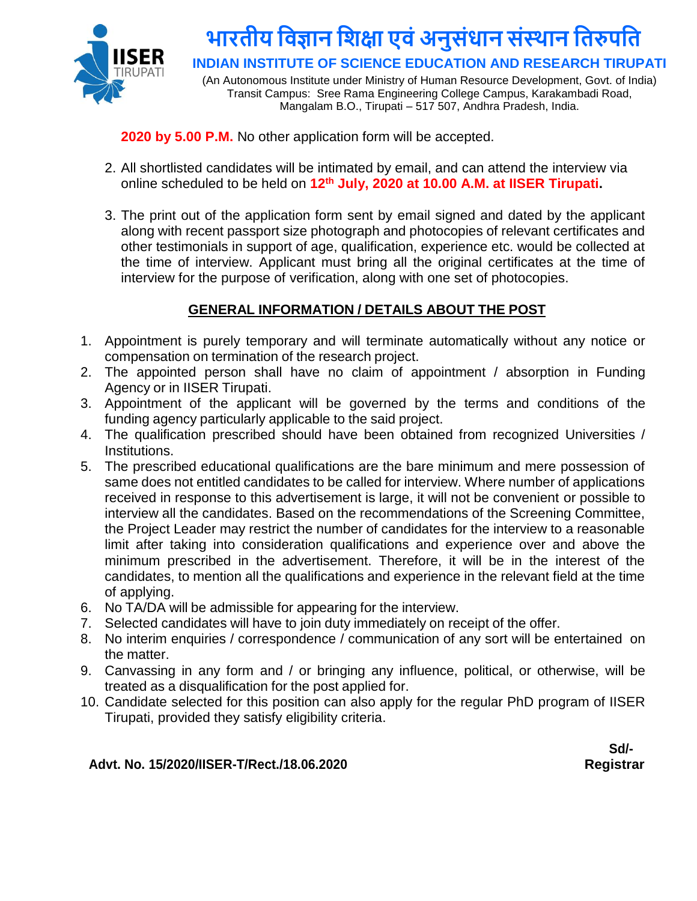**2020 by 5.00 P.M.** No other application form will be accepted.

2. All shortlisted candidates will be intimated by email, and can attend the interview via online scheduled to be held on **12th July, 2020 at 10.00 A.M. at IISER Tirupati.**

3. The print out of the application form sent by email signed and dated by the applicant along with recent passport size photograph and photocopies of relevant certificates and other testimonials in support of age, qualification, experience etc. would be collected at the time of interview. Applicant must bring all the original certificates at the time of interview for the purpose of verification, along with one set of photocopies.

## GENERAL INFORMATION / DETAILS ABOUT THE POST

1. Appointment is purely temporary and will terminate automatically without any notice or compensation on termination of the research project.
2. The appointed person shall have no claim of appointment / absorption in Funding Agency or in IISER Tirupati.
3. Appointment of the applicant will be governed by the terms and conditions of the funding agency particularly applicable to the said project.
4. The qualification prescribed should have been obtained from recognized Universities / Institutions.
5. The prescribed educational qualifications are the bare minimum and mere possession of same does not entitled candidates to be called for interview. Where number of applications received in response to this advertisement is large, it will not be convenient or possible to interview all the candidates. Based on the recommendations of the Screening Committee, the Project Leader may restrict the number of candidates for the interview to a reasonable limit after taking into consideration qualifications and experience over and above the minimum prescribed in the advertisement. Therefore, it will be in the interest of the candidates, to mention all the qualifications and experience in the relevant field at the time of applying.
6. No TA/DA will be admissible for appearing for the interview.
7. Selected candidates will have to join duty immediately on receipt of the offer.
8. No interim enquiries / correspondence / communication of any sort will be entertained on the matter.
9. Canvassing in any form and / or bringing any influence, political, or otherwise, will be treated as a disqualification for the post applied for.
10. Candidate selected for this position can also apply for the regular PhD program of IISER Tirupati, provided they satisfy eligibility criteria.

**Sd/-**
**Registrar**

**Advt. No. 15/2020/IISER-T/Rect./18.06.2020**